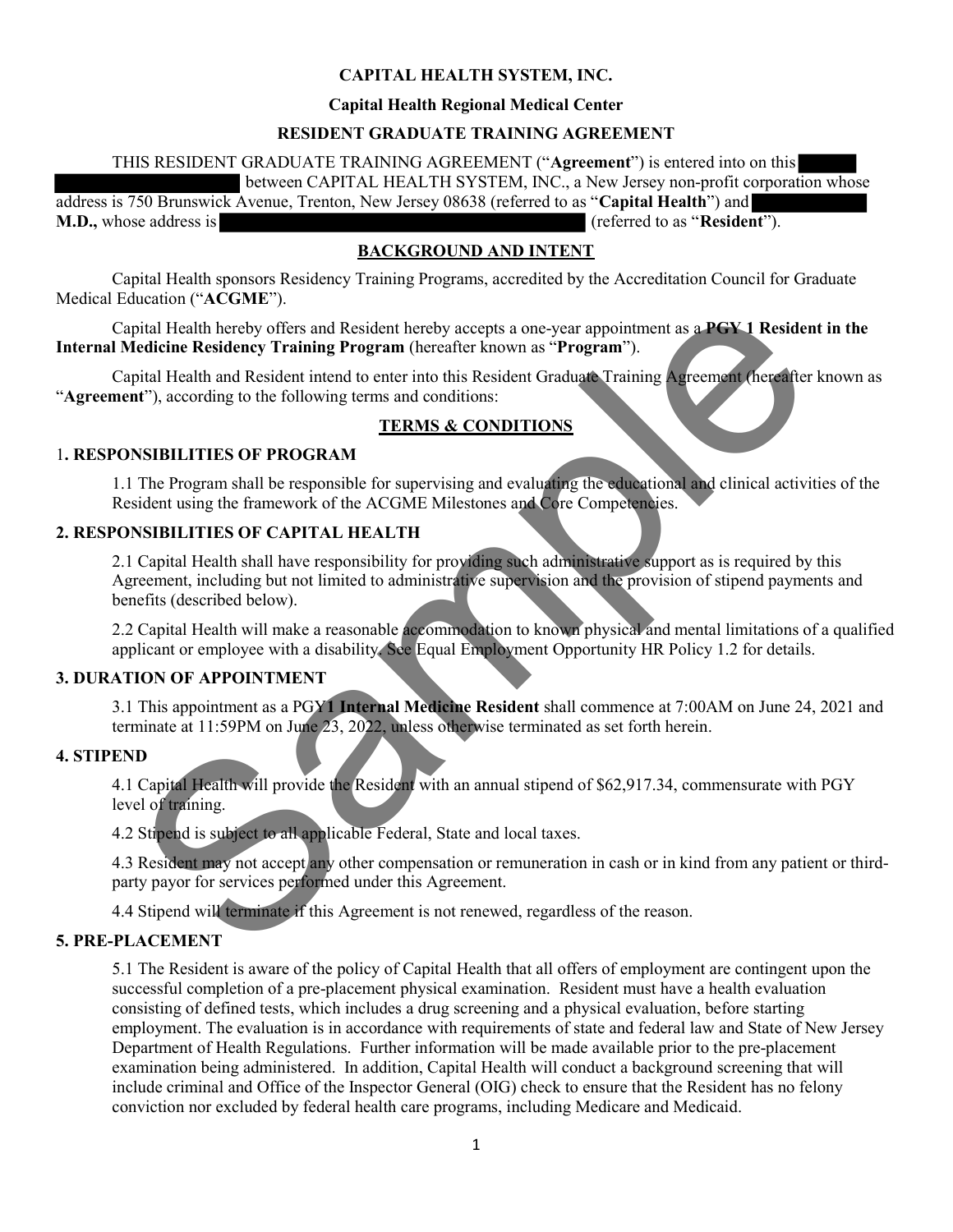**CAPITAL HEALTH SYSTEM, INC.**

**Capital Health Regional Medical Center**

**RESIDENT GRADUATE TRAINING AGREEMENT**

THIS RESIDENT GRADUATE TRAINING AGREEMENT ("**Agreement**") is entered into on this [REDACTED] [REDACTED] between CAPITAL HEALTH SYSTEM, INC., a New Jersey non-profit corporation whose address is 750 Brunswick Avenue, Trenton, New Jersey 08638 (referred to as "**Capital Health**") and [REDACTED] **M.D.,** whose address is [REDACTED] (referred to as "**Resident**").

## BACKGROUND AND INTENT

Capital Health sponsors Residency Training Programs, accredited by the Accreditation Council for Graduate Medical Education ("**ACGME**").

Capital Health hereby offers and Resident hereby accepts a one-year appointment as a **PGY 1 Resident in the Internal Medicine Residency Training Program** (hereafter known as "**Program**").

Capital Health and Resident intend to enter into this Resident Graduate Training Agreement (hereafter known as "**Agreement**"), according to the following terms and conditions:

## TERMS & CONDITIONS

### 1. RESPONSIBILITIES OF PROGRAM

1.1 The Program shall be responsible for supervising and evaluating the educational and clinical activities of the Resident using the framework of the ACGME Milestones and Core Competencies.

### 2. RESPONSIBILITIES OF CAPITAL HEALTH

2.1 Capital Health shall have responsibility for providing such administrative support as is required by this Agreement, including but not limited to administrative supervision and the provision of stipend payments and benefits (described below).

2.2 Capital Health will make a reasonable accommodation to known physical and mental limitations of a qualified applicant or employee with a disability. See Equal Employment Opportunity HR Policy 1.2 for details.

### 3. DURATION OF APPOINTMENT

3.1 This appointment as a PGY**1 Internal Medicine Resident** shall commence at 7:00AM on June 24, 2021 and terminate at 11:59PM on June 23, 2022, unless otherwise terminated as set forth herein.

### 4. STIPEND

4.1 Capital Health will provide the Resident with an annual stipend of $62,917.34, commensurate with PGY level of training.

4.2 Stipend is subject to all applicable Federal, State and local taxes.

4.3 Resident may not accept any other compensation or remuneration in cash or in kind from any patient or third-party payor for services performed under this Agreement.

4.4 Stipend will terminate if this Agreement is not renewed, regardless of the reason.

### 5. PRE-PLACEMENT

5.1 The Resident is aware of the policy of Capital Health that all offers of employment are contingent upon the successful completion of a pre-placement physical examination. Resident must have a health evaluation consisting of defined tests, which includes a drug screening and a physical evaluation, before starting employment. The evaluation is in accordance with requirements of state and federal law and State of New Jersey Department of Health Regulations. Further information will be made available prior to the pre-placement examination being administered. In addition, Capital Health will conduct a background screening that will include criminal and Office of the Inspector General (OIG) check to ensure that the Resident has no felony conviction nor excluded by federal health care programs, including Medicare and Medicaid.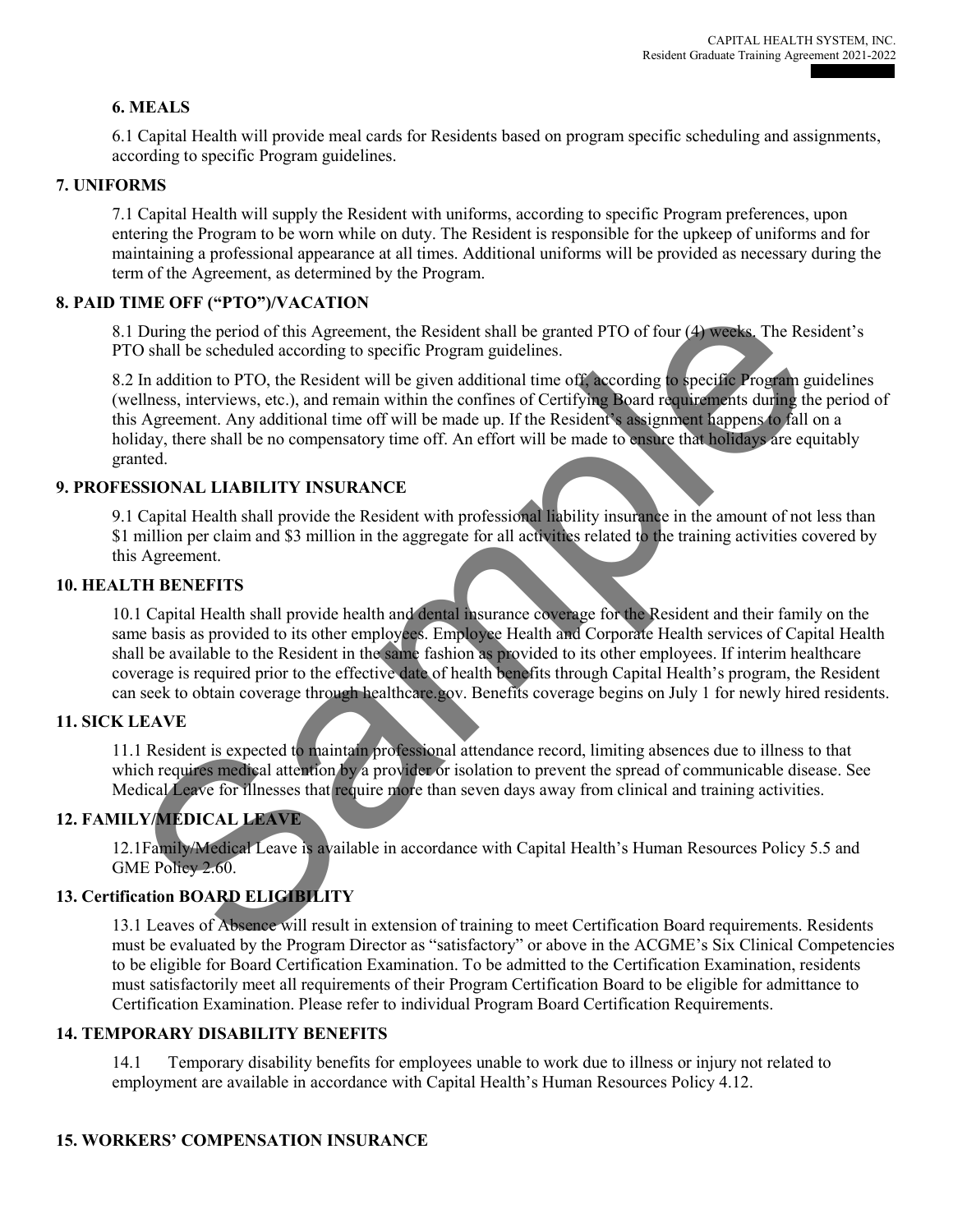### 6. MEALS

6.1 Capital Health will provide meal cards for Residents based on program specific scheduling and assignments, according to specific Program guidelines.

### 7. UNIFORMS

7.1 Capital Health will supply the Resident with uniforms, according to specific Program preferences, upon entering the Program to be worn while on duty. The Resident is responsible for the upkeep of uniforms and for maintaining a professional appearance at all times. Additional uniforms will be provided as necessary during the term of the Agreement, as determined by the Program.

### 8. PAID TIME OFF ("PTO")/VACATION

8.1 During the period of this Agreement, the Resident shall be granted PTO of four (4) weeks. The Resident's PTO shall be scheduled according to specific Program guidelines.

8.2 In addition to PTO, the Resident will be given additional time off, according to specific Program guidelines (wellness, interviews, etc.), and remain within the confines of Certifying Board requirements during the period of this Agreement. Any additional time off will be made up. If the Resident's assignment happens to fall on a holiday, there shall be no compensatory time off. An effort will be made to ensure that holidays are equitably granted.

### 9. PROFESSIONAL LIABILITY INSURANCE

9.1 Capital Health shall provide the Resident with professional liability insurance in the amount of not less than $1 million per claim and $3 million in the aggregate for all activities related to the training activities covered by this Agreement.

### 10. HEALTH BENEFITS

10.1 Capital Health shall provide health and dental insurance coverage for the Resident and their family on the same basis as provided to its other employees. Employee Health and Corporate Health services of Capital Health shall be available to the Resident in the same fashion as provided to its other employees. If interim healthcare coverage is required prior to the effective date of health benefits through Capital Health's program, the Resident can seek to obtain coverage through healthcare.gov. Benefits coverage begins on July 1 for newly hired residents.

### 11. SICK LEAVE

11.1 Resident is expected to maintain professional attendance record, limiting absences due to illness to that which requires medical attention by a provider or isolation to prevent the spread of communicable disease. See Medical Leave for illnesses that require more than seven days away from clinical and training activities.

### 12. FAMILY/MEDICAL LEAVE

12.1Family/Medical Leave is available in accordance with Capital Health's Human Resources Policy 5.5 and GME Policy 2.60.

### 13. Certification BOARD ELIGIBILITY

13.1 Leaves of Absence will result in extension of training to meet Certification Board requirements. Residents must be evaluated by the Program Director as "satisfactory" or above in the ACGME's Six Clinical Competencies to be eligible for Board Certification Examination. To be admitted to the Certification Examination, residents must satisfactorily meet all requirements of their Program Certification Board to be eligible for admittance to Certification Examination. Please refer to individual Program Board Certification Requirements.

### 14. TEMPORARY DISABILITY BENEFITS

14.1 Temporary disability benefits for employees unable to work due to illness or injury not related to employment are available in accordance with Capital Health's Human Resources Policy 4.12.

### 15. WORKERS' COMPENSATION INSURANCE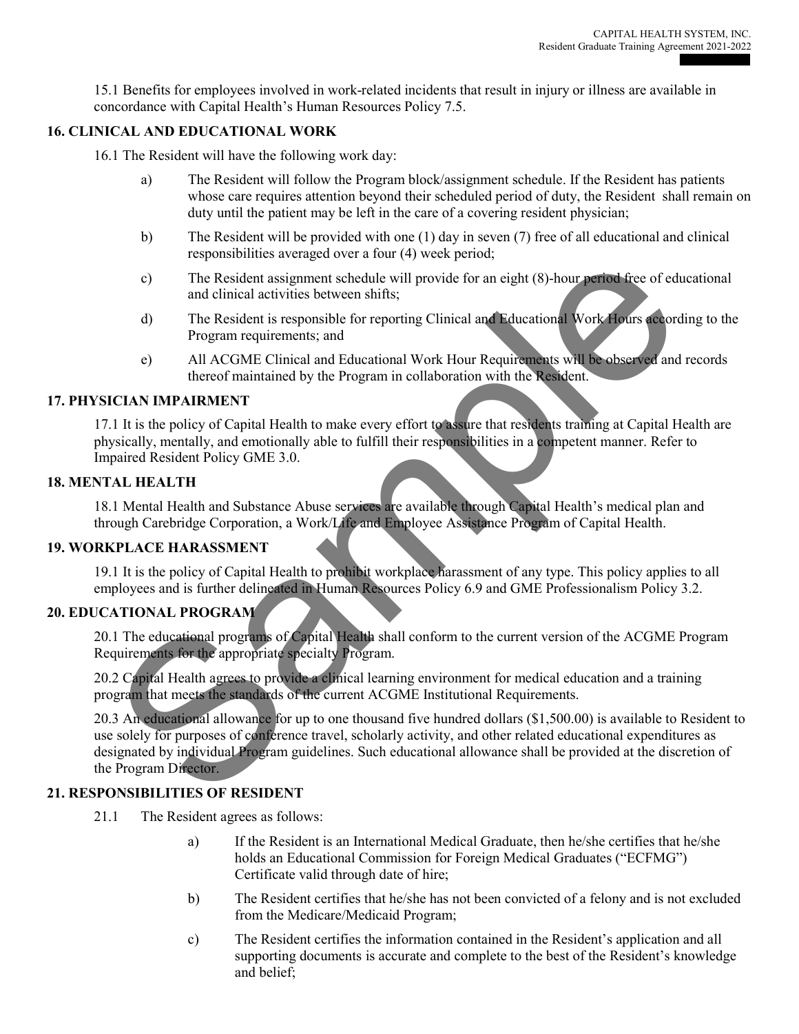15.1 Benefits for employees involved in work-related incidents that result in injury or illness are available in concordance with Capital Health's Human Resources Policy 7.5.

## 16. CLINICAL AND EDUCATIONAL WORK

16.1 The Resident will have the following work day:

a) The Resident will follow the Program block/assignment schedule. If the Resident has patients whose care requires attention beyond their scheduled period of duty, the Resident shall remain on duty until the patient may be left in the care of a covering resident physician;

b) The Resident will be provided with one (1) day in seven (7) free of all educational and clinical responsibilities averaged over a four (4) week period;

c) The Resident assignment schedule will provide for an eight (8)-hour period free of educational and clinical activities between shifts;

d) The Resident is responsible for reporting Clinical and Educational Work Hours according to the Program requirements; and

e) All ACGME Clinical and Educational Work Hour Requirements will be observed and records thereof maintained by the Program in collaboration with the Resident.

## 17. PHYSICIAN IMPAIRMENT

17.1 It is the policy of Capital Health to make every effort to assure that residents training at Capital Health are physically, mentally, and emotionally able to fulfill their responsibilities in a competent manner. Refer to Impaired Resident Policy GME 3.0.

## 18. MENTAL HEALTH

18.1 Mental Health and Substance Abuse services are available through Capital Health's medical plan and through Carebridge Corporation, a Work/Life and Employee Assistance Program of Capital Health.

## 19. WORKPLACE HARASSMENT

19.1 It is the policy of Capital Health to prohibit workplace harassment of any type. This policy applies to all employees and is further delineated in Human Resources Policy 6.9 and GME Professionalism Policy 3.2.

## 20. EDUCATIONAL PROGRAM

20.1 The educational programs of Capital Health shall conform to the current version of the ACGME Program Requirements for the appropriate specialty Program.

20.2 Capital Health agrees to provide a clinical learning environment for medical education and a training program that meets the standards of the current ACGME Institutional Requirements.

20.3 An educational allowance for up to one thousand five hundred dollars ($1,500.00) is available to Resident to use solely for purposes of conference travel, scholarly activity, and other related educational expenditures as designated by individual Program guidelines. Such educational allowance shall be provided at the discretion of the Program Director.

## 21. RESPONSIBILITIES OF RESIDENT

21.1 The Resident agrees as follows:

a) If the Resident is an International Medical Graduate, then he/she certifies that he/she holds an Educational Commission for Foreign Medical Graduates ("ECFMG") Certificate valid through date of hire;

b) The Resident certifies that he/she has not been convicted of a felony and is not excluded from the Medicare/Medicaid Program;

c) The Resident certifies the information contained in the Resident's application and all supporting documents is accurate and complete to the best of the Resident's knowledge and belief;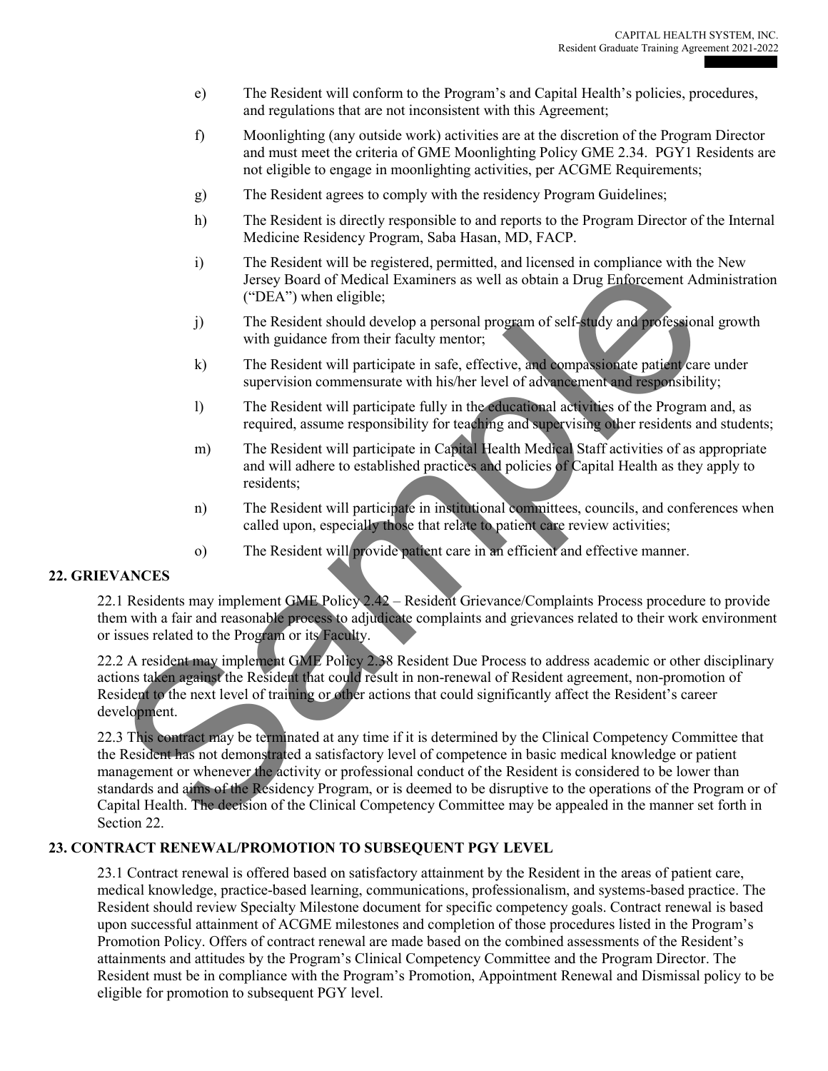e) The Resident will conform to the Program's and Capital Health's policies, procedures, and regulations that are not inconsistent with this Agreement;

f) Moonlighting (any outside work) activities are at the discretion of the Program Director and must meet the criteria of GME Moonlighting Policy GME 2.34. PGY1 Residents are not eligible to engage in moonlighting activities, per ACGME Requirements;

g) The Resident agrees to comply with the residency Program Guidelines;

h) The Resident is directly responsible to and reports to the Program Director of the Internal Medicine Residency Program, Saba Hasan, MD, FACP.

i) The Resident will be registered, permitted, and licensed in compliance with the New Jersey Board of Medical Examiners as well as obtain a Drug Enforcement Administration ("DEA") when eligible;

j) The Resident should develop a personal program of self-study and professional growth with guidance from their faculty mentor;

k) The Resident will participate in safe, effective, and compassionate patient care under supervision commensurate with his/her level of advancement and responsibility;

l) The Resident will participate fully in the educational activities of the Program and, as required, assume responsibility for teaching and supervising other residents and students;

m) The Resident will participate in Capital Health Medical Staff activities of as appropriate and will adhere to established practices and policies of Capital Health as they apply to residents;

n) The Resident will participate in institutional committees, councils, and conferences when called upon, especially those that relate to patient care review activities;

o) The Resident will provide patient care in an efficient and effective manner.

## 22. GRIEVANCES

22.1 Residents may implement GME Policy 2.42 – Resident Grievance/Complaints Process procedure to provide them with a fair and reasonable process to adjudicate complaints and grievances related to their work environment or issues related to the Program or its Faculty.

22.2 A resident may implement GME Policy 2.38 Resident Due Process to address academic or other disciplinary actions taken against the Resident that could result in non-renewal of Resident agreement, non-promotion of Resident to the next level of training or other actions that could significantly affect the Resident's career development.

22.3 This contract may be terminated at any time if it is determined by the Clinical Competency Committee that the Resident has not demonstrated a satisfactory level of competence in basic medical knowledge or patient management or whenever the activity or professional conduct of the Resident is considered to be lower than standards and aims of the Residency Program, or is deemed to be disruptive to the operations of the Program or of Capital Health. The decision of the Clinical Competency Committee may be appealed in the manner set forth in Section 22.

## 23. CONTRACT RENEWAL/PROMOTION TO SUBSEQUENT PGY LEVEL

23.1 Contract renewal is offered based on satisfactory attainment by the Resident in the areas of patient care, medical knowledge, practice-based learning, communications, professionalism, and systems-based practice. The Resident should review Specialty Milestone document for specific competency goals. Contract renewal is based upon successful attainment of ACGME milestones and completion of those procedures listed in the Program's Promotion Policy. Offers of contract renewal are made based on the combined assessments of the Resident's attainments and attitudes by the Program's Clinical Competency Committee and the Program Director. The Resident must be in compliance with the Program's Promotion, Appointment Renewal and Dismissal policy to be eligible for promotion to subsequent PGY level.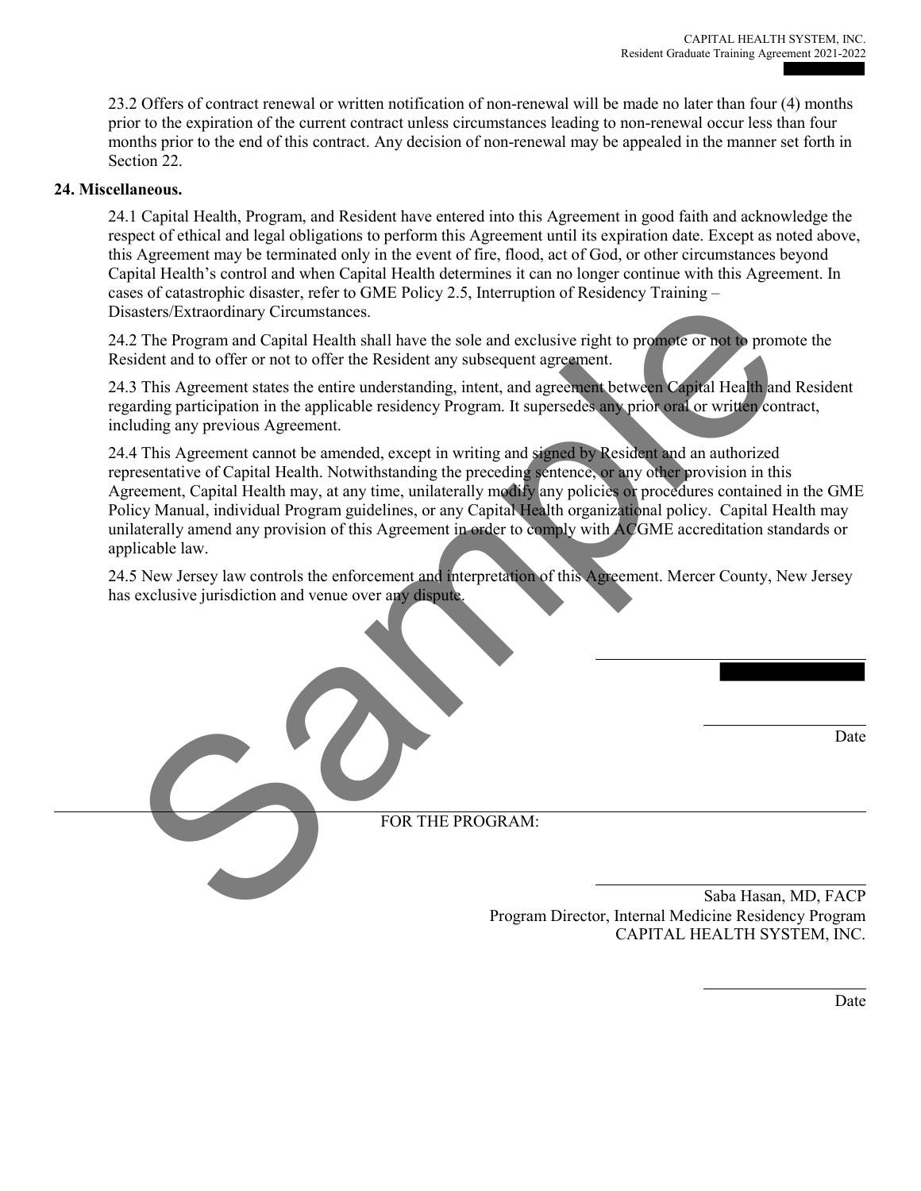23.2 Offers of contract renewal or written notification of non-renewal will be made no later than four (4) months prior to the expiration of the current contract unless circumstances leading to non-renewal occur less than four months prior to the end of this contract. Any decision of non-renewal may be appealed in the manner set forth in Section 22.

**24. Miscellaneous.**

24.1 Capital Health, Program, and Resident have entered into this Agreement in good faith and acknowledge the respect of ethical and legal obligations to perform this Agreement until its expiration date. Except as noted above, this Agreement may be terminated only in the event of fire, flood, act of God, or other circumstances beyond Capital Health's control and when Capital Health determines it can no longer continue with this Agreement. In cases of catastrophic disaster, refer to GME Policy 2.5, Interruption of Residency Training – Disasters/Extraordinary Circumstances.

24.2 The Program and Capital Health shall have the sole and exclusive right to promote or not to promote the Resident and to offer or not to offer the Resident any subsequent agreement.

24.3 This Agreement states the entire understanding, intent, and agreement between Capital Health and Resident regarding participation in the applicable residency Program. It supersedes any prior oral or written contract, including any previous Agreement.

24.4 This Agreement cannot be amended, except in writing and signed by Resident and an authorized representative of Capital Health. Notwithstanding the preceding sentence, or any other provision in this Agreement, Capital Health may, at any time, unilaterally modify any policies or procedures contained in the GME Policy Manual, individual Program guidelines, or any Capital Health organizational policy. Capital Health may unilaterally amend any provision of this Agreement in order to comply with ACGME accreditation standards or applicable law.

24.5 New Jersey law controls the enforcement and interpretation of this Agreement. Mercer County, New Jersey has exclusive jurisdiction and venue over any dispute.

\_\_\_\_\_\_\_\_\_\_\_\_\_\_\_\_\_\_\_\_\_\_\_\_\_\_\_\_

\_\_\_\_\_\_\_\_\_\_\_\_\_\_\_\_\_\_
Date

FOR THE PROGRAM:

\_\_\_\_\_\_\_\_\_\_\_\_\_\_\_\_\_\_\_\_\_\_\_\_\_\_\_\_
Saba Hasan, MD, FACP
Program Director, Internal Medicine Residency Program
CAPITAL HEALTH SYSTEM, INC.

\_\_\_\_\_\_\_\_\_\_\_\_\_\_\_\_\_\_
Date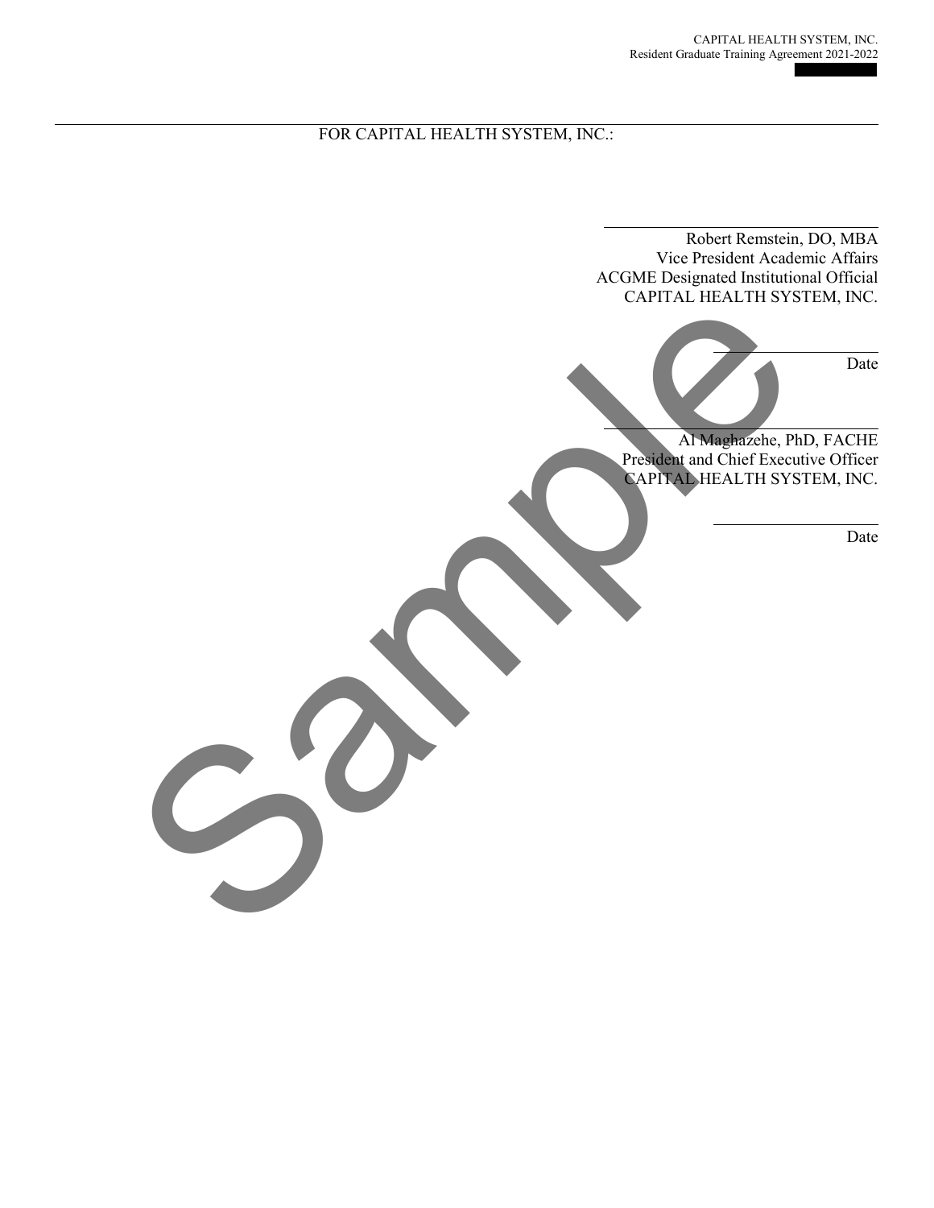FOR CAPITAL HEALTH SYSTEM, INC.:

\_\_\_\_\_\_\_\_\_\_\_\_\_\_\_\_\_\_\_\_\_\_\_\_\_\_\_\_

Robert Remstein, DO, MBA
Vice President Academic Affairs
ACGME Designated Institutional Official
CAPITAL HEALTH SYSTEM, INC.

\_\_\_\_\_\_\_\_\_\_\_\_\_\_\_\_\_\_

Date

\_\_\_\_\_\_\_\_\_\_\_\_\_\_\_\_\_\_\_\_\_\_\_\_\_\_\_\_

Al Maghazehe, PhD, FACHE
President and Chief Executive Officer
CAPITAL HEALTH SYSTEM, INC.

\_\_\_\_\_\_\_\_\_\_\_\_\_\_\_\_\_\_

Date

Sample